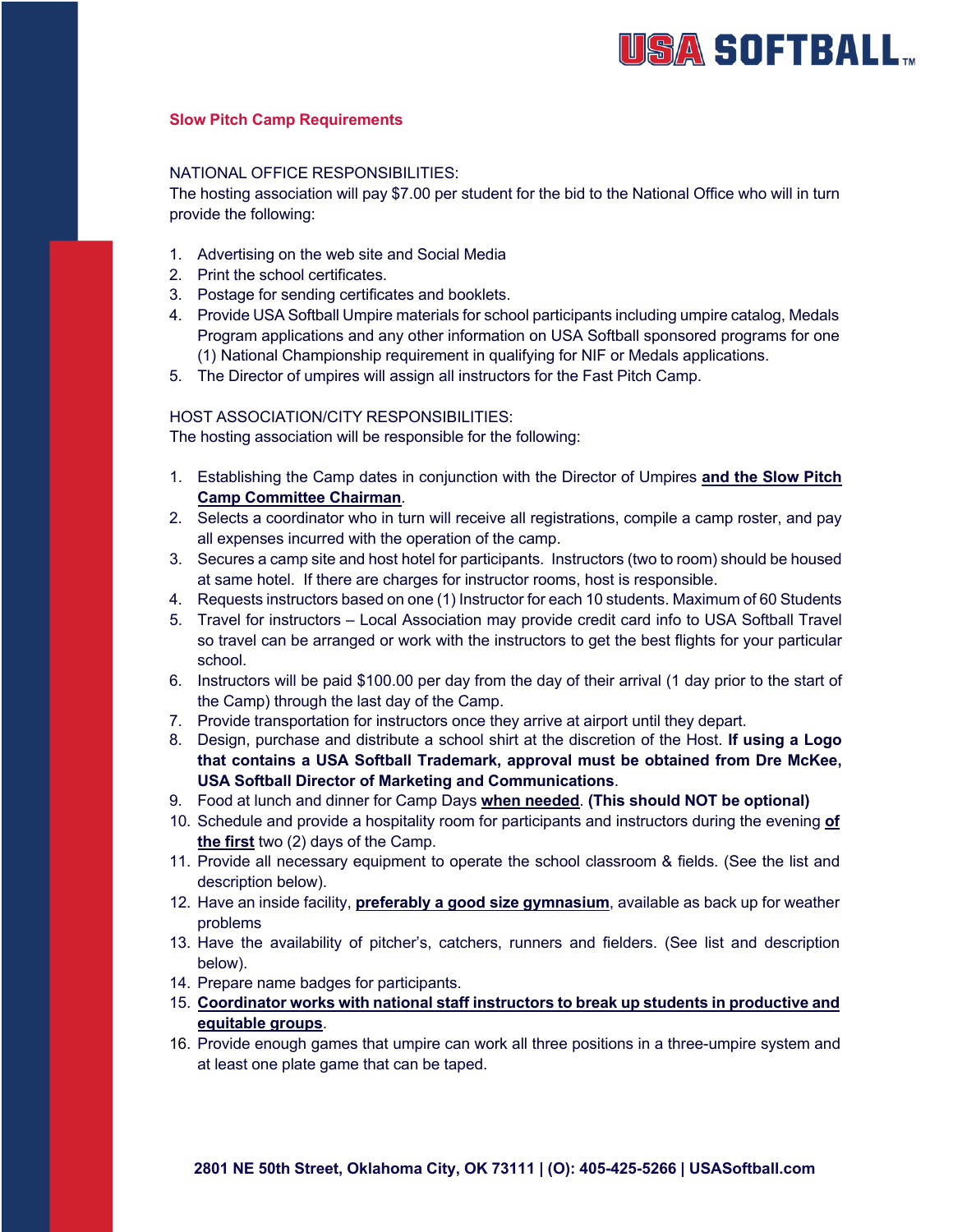## Slow Pitch Camp Requirements

NATIONAL OFFICE RESPONSIBILITIES:
The hosting association will pay $7.00 per student for the bid to the National Office who will in turn provide the following:

1. Advertising on the web site and Social Media
2. Print the school certificates.
3. Postage for sending certificates and booklets.
4. Provide USA Softball Umpire materials for school participants including umpire catalog, Medals Program applications and any other information on USA Softball sponsored programs for one (1) National Championship requirement in qualifying for NIF or Medals applications.
5. The Director of umpires will assign all instructors for the Fast Pitch Camp.

HOST ASSOCIATION/CITY RESPONSIBILITIES:
The hosting association will be responsible for the following:

1. Establishing the Camp dates in conjunction with the Director of Umpires **and the Slow Pitch Camp Committee Chairman**.
2. Selects a coordinator who in turn will receive all registrations, compile a camp roster, and pay all expenses incurred with the operation of the camp.
3. Secures a camp site and host hotel for participants. Instructors (two to room) should be housed at same hotel. If there are charges for instructor rooms, host is responsible.
4. Requests instructors based on one (1) Instructor for each 10 students. Maximum of 60 Students
5. Travel for instructors – Local Association may provide credit card info to USA Softball Travel so travel can be arranged or work with the instructors to get the best flights for your particular school.
6. Instructors will be paid $100.00 per day from the day of their arrival (1 day prior to the start of the Camp) through the last day of the Camp.
7. Provide transportation for instructors once they arrive at airport until they depart.
8. Design, purchase and distribute a school shirt at the discretion of the Host. **If using a Logo that contains a USA Softball Trademark, approval must be obtained from Dre McKee, USA Softball Director of Marketing and Communications**.
9. Food at lunch and dinner for Camp Days **when needed**. **(This should NOT be optional)**
10. Schedule and provide a hospitality room for participants and instructors during the evening **of the first** two (2) days of the Camp.
11. Provide all necessary equipment to operate the school classroom & fields. (See the list and description below).
12. Have an inside facility, **preferably a good size gymnasium**, available as back up for weather problems
13. Have the availability of pitcher's, catchers, runners and fielders. (See list and description below).
14. Prepare name badges for participants.
15. **Coordinator works with national staff instructors to break up students in productive and equitable groups**.
16. Provide enough games that umpire can work all three positions in a three-umpire system and at least one plate game that can be taped.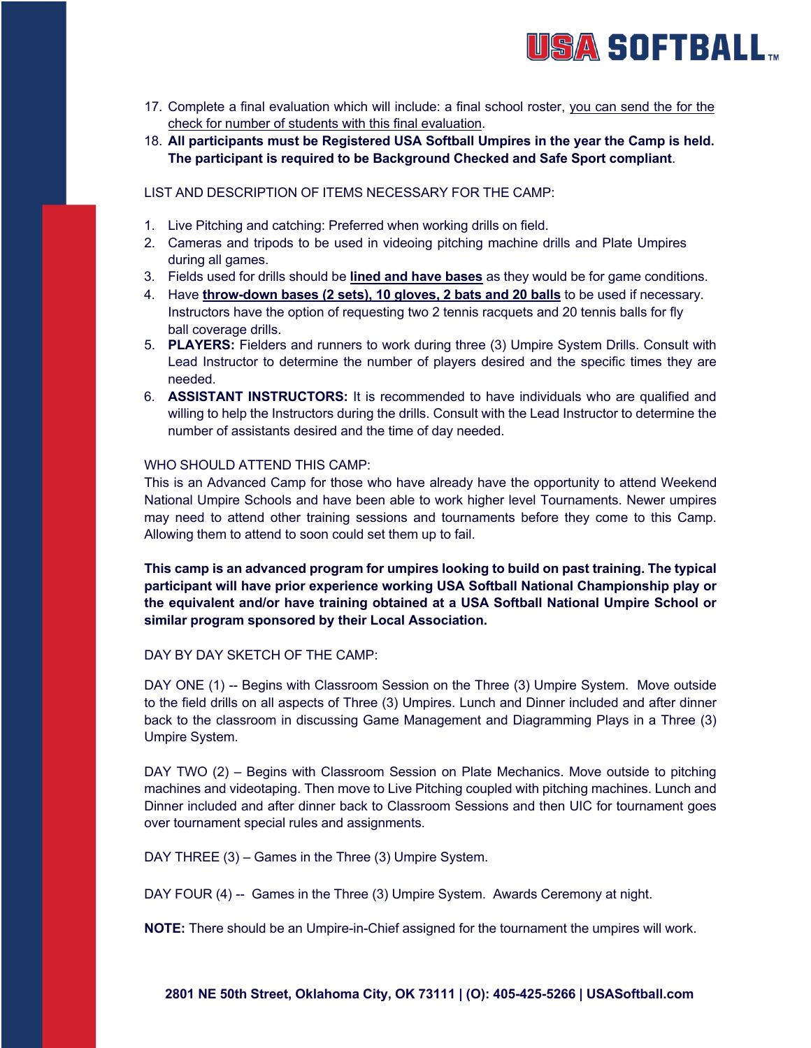17. Complete a final evaluation which will include: a final school roster, <u>you can send the for the check for number of students with this final evaluation</u>.
18. **All participants must be Registered USA Softball Umpires in the year the Camp is held. The participant is required to be Background Checked and Safe Sport compliant**.

LIST AND DESCRIPTION OF ITEMS NECESSARY FOR THE CAMP:

1. Live Pitching and catching: Preferred when working drills on field.
2. Cameras and tripods to be used in videoing pitching machine drills and Plate Umpires during all games.
3. Fields used for drills should be **<u>lined and have bases</u>** as they would be for game conditions.
4. Have **<u>throw-down bases (2 sets), 10 gloves, 2 bats and 20 balls</u>** to be used if necessary. Instructors have the option of requesting two 2 tennis racquets and 20 tennis balls for fly ball coverage drills.
5. **PLAYERS:** Fielders and runners to work during three (3) Umpire System Drills. Consult with Lead Instructor to determine the number of players desired and the specific times they are needed.
6. **ASSISTANT INSTRUCTORS:** It is recommended to have individuals who are qualified and willing to help the Instructors during the drills. Consult with the Lead Instructor to determine the number of assistants desired and the time of day needed.

WHO SHOULD ATTEND THIS CAMP:
This is an Advanced Camp for those who have already have the opportunity to attend Weekend National Umpire Schools and have been able to work higher level Tournaments. Newer umpires may need to attend other training sessions and tournaments before they come to this Camp. Allowing them to attend to soon could set them up to fail.

**This camp is an advanced program for umpires looking to build on past training. The typical participant will have prior experience working USA Softball National Championship play or the equivalent and/or have training obtained at a USA Softball National Umpire School or similar program sponsored by their Local Association.**

DAY BY DAY SKETCH OF THE CAMP:

DAY ONE (1) -- Begins with Classroom Session on the Three (3) Umpire System. Move outside to the field drills on all aspects of Three (3) Umpires. Lunch and Dinner included and after dinner back to the classroom in discussing Game Management and Diagramming Plays in a Three (3) Umpire System.

DAY TWO (2) – Begins with Classroom Session on Plate Mechanics. Move outside to pitching machines and videotaping. Then move to Live Pitching coupled with pitching machines. Lunch and Dinner included and after dinner back to Classroom Sessions and then UIC for tournament goes over tournament special rules and assignments.

DAY THREE (3) – Games in the Three (3) Umpire System.

DAY FOUR (4) -- Games in the Three (3) Umpire System. Awards Ceremony at night.

**NOTE:** There should be an Umpire-in-Chief assigned for the tournament the umpires will work.

**2801 NE 50th Street, Oklahoma City, OK 73111 | (O): 405-425-5266 | USASoftball.com**